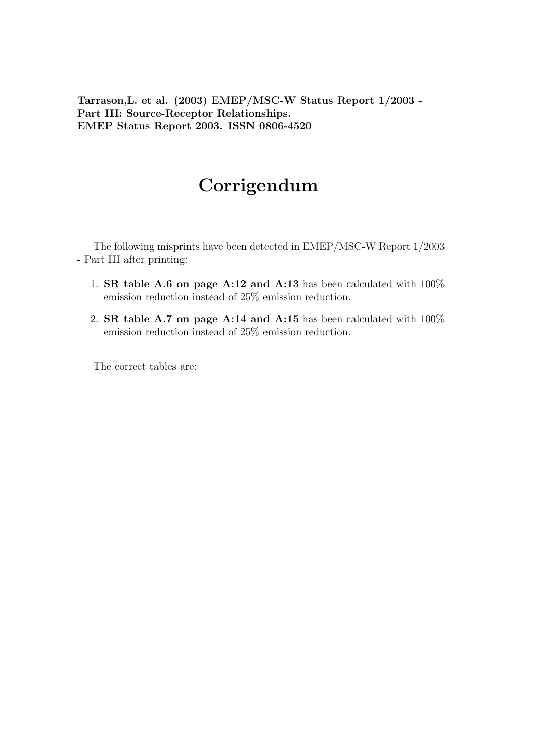**Tarrason,L. et al. (2003) EMEP/MSC-W Status Report 1/2003 - Part III: Source-Receptor Relationships. EMEP Status Report 2003. ISSN 0806-4520**

# Corrigendum

The following misprints have been detected in EMEP/MSC-W Report 1/2003 - Part III after printing:

1. **SR table A.6 on page A:12 and A:13** has been calculated with 100% emission reduction instead of 25% emission reduction.
2. **SR table A.7 on page A:14 and A:15** has been calculated with 100% emission reduction instead of 25% emission reduction.

The correct tables are: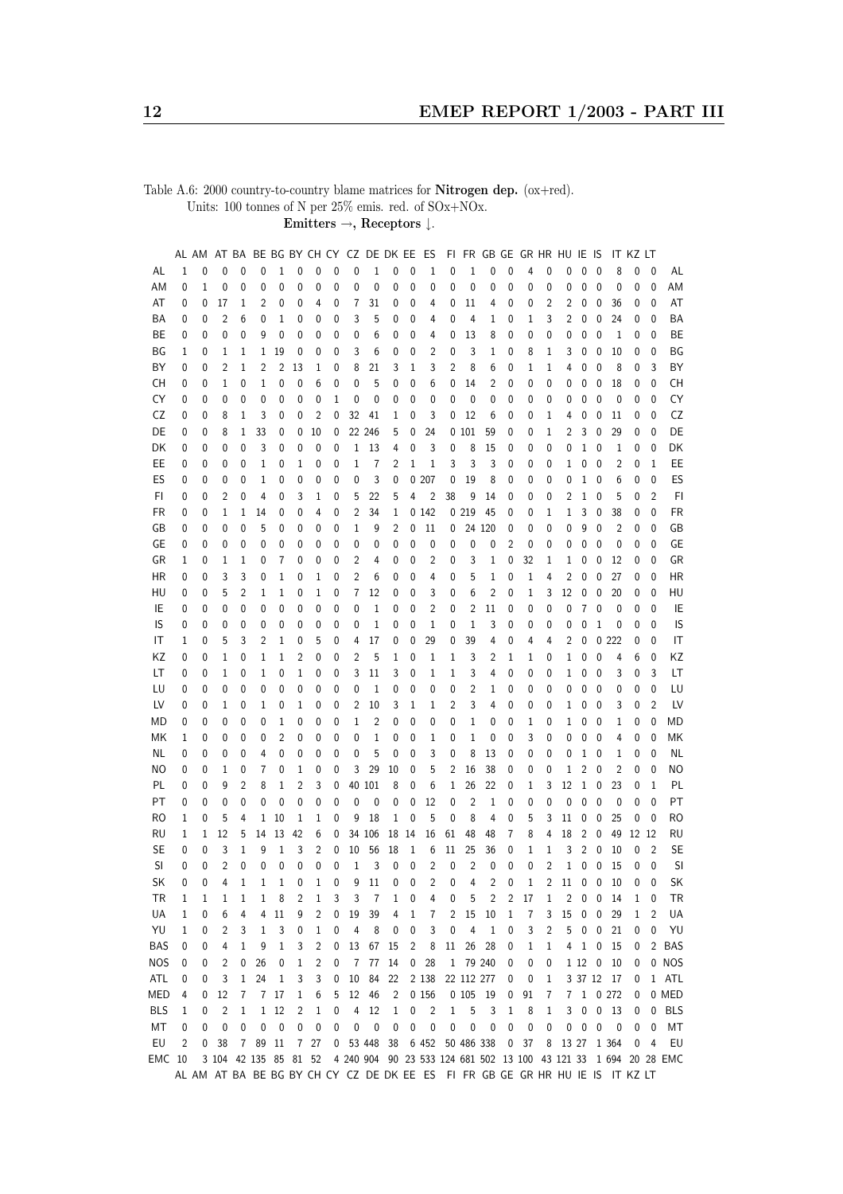Table A.6: 2000 country-to-country blame matrices for **Nitrogen dep.** (ox+red).
Units: 100 tonnes of N per 25% emis. red. of SOx+NOx.
**Emitters →, Receptors ↓.**

| | AL | AM | AT | BA | BE | BG | BY | CH | CY | CZ | DE | DK | EE | ES | FI | FR | GB | GE | GR | HR | HU | IE | IS | IT | KZ | LT | |
|---|---|---|---|---|---|---|---|---|---|---|---|---|---|---|---|---|---|---|---|---|---|---|---|---|---|---|---|
| AL | 1 | 0 | 0 | 0 | 0 | 1 | 0 | 0 | 0 | 0 | 1 | 0 | 0 | 1 | 0 | 1 | 0 | 0 | 4 | 0 | 0 | 0 | 0 | 8 | 0 | 0 | AL |
| AM | 0 | 1 | 0 | 0 | 0 | 0 | 0 | 0 | 0 | 0 | 0 | 0 | 0 | 0 | 0 | 0 | 0 | 0 | 0 | 0 | 0 | 0 | 0 | 0 | 0 | 0 | AM |
| AT | 0 | 0 | 17 | 1 | 2 | 0 | 0 | 4 | 0 | 7 | 31 | 0 | 0 | 4 | 0 | 11 | 4 | 0 | 0 | 2 | 2 | 0 | 0 | 36 | 0 | 0 | AT |
| BA | 0 | 0 | 2 | 6 | 0 | 1 | 0 | 0 | 0 | 3 | 5 | 0 | 0 | 4 | 0 | 4 | 1 | 0 | 1 | 3 | 2 | 0 | 0 | 24 | 0 | 0 | BA |
| BE | 0 | 0 | 0 | 0 | 9 | 0 | 0 | 0 | 0 | 0 | 6 | 0 | 0 | 4 | 0 | 13 | 8 | 0 | 0 | 0 | 0 | 0 | 0 | 1 | 0 | 0 | BE |
| BG | 1 | 0 | 1 | 1 | 1 | 19 | 0 | 0 | 0 | 3 | 6 | 0 | 0 | 2 | 0 | 3 | 1 | 0 | 8 | 1 | 3 | 0 | 0 | 10 | 0 | 0 | BG |
| BY | 0 | 0 | 2 | 1 | 2 | 2 | 13 | 1 | 0 | 8 | 21 | 3 | 1 | 3 | 2 | 8 | 6 | 0 | 1 | 1 | 4 | 0 | 0 | 8 | 0 | 3 | BY |
| CH | 0 | 0 | 1 | 0 | 1 | 0 | 0 | 6 | 0 | 0 | 5 | 0 | 0 | 6 | 0 | 14 | 2 | 0 | 0 | 0 | 0 | 0 | 0 | 18 | 0 | 0 | CH |
| CY | 0 | 0 | 0 | 0 | 0 | 0 | 0 | 0 | 1 | 0 | 0 | 0 | 0 | 0 | 0 | 0 | 0 | 0 | 0 | 0 | 0 | 0 | 0 | 0 | 0 | 0 | CY |
| CZ | 0 | 0 | 8 | 1 | 3 | 0 | 0 | 2 | 0 | 32 | 41 | 1 | 0 | 3 | 0 | 12 | 6 | 0 | 0 | 1 | 4 | 0 | 0 | 11 | 0 | 0 | CZ |
| DE | 0 | 0 | 8 | 1 | 33 | 0 | 0 | 10 | 0 | 22 | 246 | 5 | 0 | 24 | 0 | 101 | 59 | 0 | 0 | 1 | 2 | 3 | 0 | 29 | 0 | 0 | DE |
| DK | 0 | 0 | 0 | 0 | 3 | 0 | 0 | 0 | 0 | 1 | 13 | 4 | 0 | 3 | 0 | 8 | 15 | 0 | 0 | 0 | 0 | 1 | 0 | 1 | 0 | 0 | DK |
| EE | 0 | 0 | 0 | 0 | 1 | 0 | 1 | 0 | 0 | 1 | 7 | 2 | 1 | 1 | 3 | 3 | 3 | 0 | 0 | 0 | 1 | 0 | 0 | 2 | 0 | 1 | EE |
| ES | 0 | 0 | 0 | 0 | 1 | 0 | 0 | 0 | 0 | 0 | 3 | 0 | 0 | 207 | 0 | 19 | 8 | 0 | 0 | 0 | 0 | 1 | 0 | 6 | 0 | 0 | ES |
| FI | 0 | 0 | 2 | 0 | 4 | 0 | 3 | 1 | 0 | 5 | 22 | 5 | 4 | 2 | 38 | 9 | 14 | 0 | 0 | 0 | 2 | 1 | 0 | 5 | 0 | 2 | FI |
| FR | 0 | 0 | 1 | 1 | 14 | 0 | 0 | 4 | 0 | 2 | 34 | 1 | 0 | 142 | 0 | 219 | 45 | 0 | 0 | 1 | 1 | 3 | 0 | 38 | 0 | 0 | FR |
| GB | 0 | 0 | 0 | 0 | 5 | 0 | 0 | 0 | 0 | 1 | 9 | 2 | 0 | 11 | 0 | 24 | 120 | 0 | 0 | 0 | 0 | 9 | 0 | 2 | 0 | 0 | GB |
| GE | 0 | 0 | 0 | 0 | 0 | 0 | 0 | 0 | 0 | 0 | 0 | 0 | 0 | 0 | 0 | 0 | 0 | 2 | 0 | 0 | 0 | 0 | 0 | 0 | 0 | 0 | GE |
| GR | 1 | 0 | 1 | 1 | 0 | 7 | 0 | 0 | 0 | 2 | 4 | 0 | 0 | 2 | 0 | 3 | 1 | 0 | 32 | 1 | 1 | 0 | 0 | 12 | 0 | 0 | GR |
| HR | 0 | 0 | 3 | 3 | 0 | 1 | 0 | 1 | 0 | 2 | 6 | 0 | 0 | 4 | 0 | 5 | 1 | 0 | 1 | 4 | 2 | 0 | 0 | 27 | 0 | 0 | HR |
| HU | 0 | 0 | 5 | 2 | 1 | 1 | 0 | 1 | 0 | 7 | 12 | 0 | 0 | 3 | 0 | 6 | 2 | 0 | 1 | 3 | 12 | 0 | 0 | 20 | 0 | 0 | HU |
| IE | 0 | 0 | 0 | 0 | 0 | 0 | 0 | 0 | 0 | 0 | 1 | 0 | 0 | 2 | 0 | 2 | 11 | 0 | 0 | 0 | 0 | 7 | 0 | 0 | 0 | 0 | IE |
| IS | 0 | 0 | 0 | 0 | 0 | 0 | 0 | 0 | 0 | 0 | 1 | 0 | 0 | 1 | 0 | 1 | 3 | 0 | 0 | 0 | 0 | 0 | 1 | 0 | 0 | 0 | IS |
| IT | 1 | 0 | 5 | 3 | 2 | 1 | 0 | 5 | 0 | 4 | 17 | 0 | 0 | 29 | 0 | 39 | 4 | 0 | 4 | 4 | 2 | 0 | 0 | 222 | 0 | 0 | IT |
| KZ | 0 | 0 | 1 | 0 | 1 | 1 | 2 | 0 | 0 | 2 | 5 | 1 | 0 | 1 | 1 | 3 | 2 | 1 | 1 | 0 | 1 | 0 | 0 | 4 | 6 | 0 | KZ |
| LT | 0 | 0 | 1 | 0 | 1 | 0 | 1 | 0 | 0 | 3 | 11 | 3 | 0 | 1 | 1 | 3 | 4 | 0 | 0 | 0 | 1 | 0 | 0 | 3 | 0 | 3 | LT |
| LU | 0 | 0 | 0 | 0 | 0 | 0 | 0 | 0 | 0 | 0 | 1 | 0 | 0 | 0 | 0 | 2 | 1 | 0 | 0 | 0 | 0 | 0 | 0 | 0 | 0 | 0 | LU |
| LV | 0 | 0 | 1 | 0 | 1 | 0 | 1 | 0 | 0 | 2 | 10 | 3 | 1 | 1 | 2 | 3 | 4 | 0 | 0 | 0 | 1 | 0 | 0 | 3 | 0 | 2 | LV |
| MD | 0 | 0 | 0 | 0 | 0 | 1 | 0 | 0 | 0 | 1 | 2 | 0 | 0 | 0 | 0 | 1 | 0 | 0 | 1 | 0 | 1 | 0 | 0 | 1 | 0 | 0 | MD |
| MK | 1 | 0 | 0 | 0 | 0 | 2 | 0 | 0 | 0 | 0 | 1 | 0 | 0 | 1 | 0 | 1 | 0 | 0 | 3 | 0 | 0 | 0 | 0 | 4 | 0 | 0 | MK |
| NL | 0 | 0 | 0 | 0 | 4 | 0 | 0 | 0 | 0 | 0 | 5 | 0 | 0 | 3 | 0 | 8 | 13 | 0 | 0 | 0 | 0 | 1 | 0 | 1 | 0 | 0 | NL |
| NO | 0 | 0 | 1 | 0 | 7 | 0 | 1 | 0 | 0 | 3 | 29 | 10 | 0 | 5 | 2 | 16 | 38 | 0 | 0 | 0 | 1 | 2 | 0 | 2 | 0 | 0 | NO |
| PL | 0 | 0 | 9 | 2 | 8 | 1 | 2 | 3 | 0 | 40 | 101 | 8 | 0 | 6 | 1 | 26 | 22 | 0 | 1 | 3 | 12 | 1 | 0 | 23 | 0 | 1 | PL |
| PT | 0 | 0 | 0 | 0 | 0 | 0 | 0 | 0 | 0 | 0 | 0 | 0 | 0 | 12 | 0 | 2 | 1 | 0 | 0 | 0 | 0 | 0 | 0 | 0 | 0 | 0 | PT |
| RO | 1 | 0 | 5 | 4 | 1 | 10 | 1 | 1 | 0 | 9 | 18 | 1 | 0 | 5 | 0 | 8 | 4 | 0 | 5 | 3 | 11 | 0 | 0 | 25 | 0 | 0 | RO |
| RU | 1 | 1 | 12 | 5 | 14 | 13 | 42 | 6 | 0 | 34 | 106 | 18 | 14 | 16 | 61 | 48 | 48 | 7 | 8 | 4 | 18 | 2 | 0 | 49 | 12 | 12 | RU |
| SE | 0 | 0 | 3 | 1 | 9 | 1 | 3 | 2 | 0 | 10 | 56 | 18 | 1 | 6 | 11 | 25 | 36 | 0 | 1 | 1 | 3 | 2 | 0 | 10 | 0 | 2 | SE |
| SI | 0 | 0 | 2 | 0 | 0 | 0 | 0 | 0 | 0 | 1 | 3 | 0 | 0 | 2 | 0 | 2 | 0 | 0 | 0 | 2 | 1 | 0 | 0 | 15 | 0 | 0 | SI |
| SK | 0 | 0 | 4 | 1 | 1 | 1 | 0 | 1 | 0 | 9 | 11 | 0 | 0 | 2 | 0 | 4 | 2 | 0 | 1 | 2 | 11 | 0 | 0 | 10 | 0 | 0 | SK |
| TR | 1 | 1 | 1 | 1 | 1 | 8 | 2 | 1 | 3 | 3 | 7 | 1 | 0 | 4 | 0 | 5 | 2 | 2 | 17 | 1 | 2 | 0 | 0 | 14 | 1 | 0 | TR |
| UA | 1 | 0 | 6 | 4 | 4 | 11 | 9 | 2 | 0 | 19 | 39 | 4 | 1 | 7 | 2 | 15 | 10 | 1 | 7 | 3 | 15 | 0 | 0 | 29 | 1 | 2 | UA |
| YU | 1 | 0 | 2 | 3 | 1 | 3 | 0 | 1 | 0 | 4 | 8 | 0 | 0 | 3 | 0 | 4 | 1 | 0 | 3 | 2 | 5 | 0 | 0 | 21 | 0 | 0 | YU |
| BAS | 0 | 0 | 4 | 1 | 9 | 1 | 3 | 2 | 0 | 13 | 67 | 15 | 2 | 8 | 11 | 26 | 28 | 0 | 1 | 1 | 4 | 1 | 0 | 15 | 0 | 2 | BAS |
| NOS | 0 | 0 | 2 | 0 | 26 | 0 | 1 | 2 | 0 | 7 | 77 | 14 | 0 | 28 | 1 | 79 | 240 | 0 | 0 | 0 | 1 | 12 | 0 | 10 | 0 | 0 | NOS |
| ATL | 0 | 0 | 3 | 1 | 24 | 1 | 3 | 3 | 0 | 10 | 84 | 22 | 2 | 138 | 22 | 112 | 277 | 0 | 0 | 1 | 3 | 37 | 12 | 17 | 0 | 1 | ATL |
| MED | 4 | 0 | 12 | 7 | 7 | 17 | 1 | 6 | 5 | 12 | 46 | 2 | 0 | 156 | 0 | 105 | 19 | 0 | 91 | 7 | 7 | 1 | 0 | 272 | 0 | 0 | MED |
| BLS | 1 | 0 | 2 | 1 | 1 | 12 | 2 | 1 | 0 | 4 | 12 | 1 | 0 | 2 | 1 | 5 | 3 | 1 | 8 | 1 | 3 | 0 | 0 | 13 | 0 | 0 | BLS |
| MT | 0 | 0 | 0 | 0 | 0 | 0 | 0 | 0 | 0 | 0 | 0 | 0 | 0 | 0 | 0 | 0 | 0 | 0 | 0 | 0 | 0 | 0 | 0 | 0 | 0 | 0 | MT |
| EU | 2 | 0 | 38 | 7 | 89 | 11 | 7 | 27 | 0 | 53 | 448 | 38 | 6 | 452 | 50 | 486 | 338 | 0 | 37 | 8 | 13 | 27 | 1 | 364 | 0 | 4 | EU |
| EMC | 10 | 3 | 104 | 42 | 135 | 85 | 81 | 52 | 4 | 240 | 904 | 90 | 23 | 533 | 124 | 681 | 502 | 13 | 100 | 43 | 121 | 33 | 1 | 694 | 20 | 28 | EMC |
| | AL | AM | AT | BA | BE | BG | BY | CH | CY | CZ | DE | DK | EE | ES | FI | FR | GB | GE | GR | HR | HU | IE | IS | IT | KZ | LT | |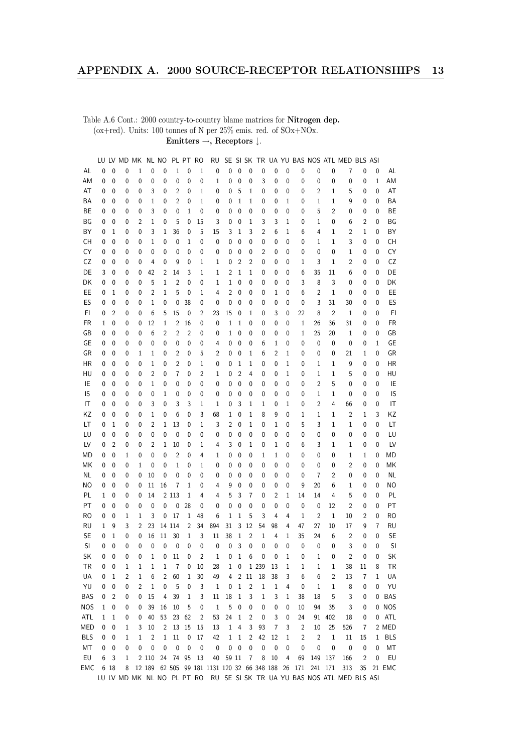Table A.6 Cont.: 2000 country-to-country blame matrices for **Nitrogen dep.** (ox+red). Units: 100 tonnes of N per 25% emis. red. of SOx+NOx. **Emitters →, Receptors ↓.**

| | LU | LV | MD | MK | NL | NO | PL | PT | RO | RU | SE | SI | SK | TR | UA | YU | BAS | NOS | ATL | MED | BLS | ASI | |
|---|---|---|---|---|---|---|---|---|---|---|---|---|---|---|---|---|---|---|---|---|---|---|---|
| AL | 0 | 0 | 0 | 1 | 0 | 0 | 1 | 0 | 1 | 0 | 0 | 0 | 0 | 0 | 0 | 0 | 0 | 0 | 0 | 7 | 0 | 0 | AL |
| AM | 0 | 0 | 0 | 0 | 0 | 0 | 0 | 0 | 0 | 1 | 0 | 0 | 0 | 3 | 0 | 0 | 0 | 0 | 0 | 0 | 0 | 1 | AM |
| AT | 0 | 0 | 0 | 0 | 3 | 0 | 2 | 0 | 1 | 0 | 0 | 5 | 1 | 0 | 0 | 0 | 0 | 2 | 1 | 5 | 0 | 0 | AT |
| BA | 0 | 0 | 0 | 0 | 1 | 0 | 2 | 0 | 1 | 0 | 0 | 1 | 1 | 0 | 0 | 1 | 0 | 1 | 1 | 9 | 0 | 0 | BA |
| BE | 0 | 0 | 0 | 0 | 3 | 0 | 0 | 1 | 0 | 0 | 0 | 0 | 0 | 0 | 0 | 0 | 0 | 5 | 2 | 0 | 0 | 0 | BE |
| BG | 0 | 0 | 0 | 2 | 1 | 0 | 5 | 0 | 15 | 3 | 0 | 0 | 1 | 3 | 3 | 1 | 0 | 1 | 0 | 6 | 2 | 0 | BG |
| BY | 0 | 1 | 0 | 0 | 3 | 1 | 36 | 0 | 5 | 15 | 3 | 1 | 3 | 2 | 6 | 1 | 6 | 4 | 1 | 2 | 1 | 0 | BY |
| CH | 0 | 0 | 0 | 0 | 1 | 0 | 0 | 1 | 0 | 0 | 0 | 0 | 0 | 0 | 0 | 0 | 0 | 1 | 1 | 3 | 0 | 0 | CH |
| CY | 0 | 0 | 0 | 0 | 0 | 0 | 0 | 0 | 0 | 0 | 0 | 0 | 0 | 2 | 0 | 0 | 0 | 0 | 0 | 1 | 0 | 0 | CY |
| CZ | 0 | 0 | 0 | 0 | 4 | 0 | 9 | 0 | 1 | 1 | 0 | 2 | 2 | 0 | 0 | 0 | 1 | 3 | 1 | 2 | 0 | 0 | CZ |
| DE | 3 | 0 | 0 | 0 | 42 | 2 | 14 | 3 | 1 | 1 | 2 | 1 | 1 | 0 | 0 | 0 | 6 | 35 | 11 | 6 | 0 | 0 | DE |
| DK | 0 | 0 | 0 | 0 | 5 | 1 | 2 | 0 | 0 | 1 | 1 | 0 | 0 | 0 | 0 | 0 | 3 | 8 | 3 | 0 | 0 | 0 | DK |
| EE | 0 | 1 | 0 | 0 | 2 | 1 | 5 | 0 | 1 | 4 | 2 | 0 | 0 | 0 | 1 | 0 | 6 | 2 | 1 | 0 | 0 | 0 | EE |
| ES | 0 | 0 | 0 | 0 | 1 | 0 | 0 | 38 | 0 | 0 | 0 | 0 | 0 | 0 | 0 | 0 | 0 | 3 | 31 | 30 | 0 | 0 | ES |
| FI | 0 | 2 | 0 | 0 | 6 | 5 | 15 | 0 | 2 | 23 | 15 | 0 | 1 | 0 | 3 | 0 | 22 | 8 | 2 | 1 | 0 | 0 | FI |
| FR | 1 | 0 | 0 | 0 | 12 | 1 | 2 | 16 | 0 | 0 | 1 | 1 | 0 | 0 | 0 | 0 | 1 | 26 | 36 | 31 | 0 | 0 | FR |
| GB | 0 | 0 | 0 | 0 | 6 | 2 | 2 | 2 | 0 | 0 | 1 | 0 | 0 | 0 | 0 | 0 | 1 | 25 | 20 | 1 | 0 | 0 | GB |
| GE | 0 | 0 | 0 | 0 | 0 | 0 | 0 | 0 | 0 | 4 | 0 | 0 | 0 | 6 | 1 | 0 | 0 | 0 | 0 | 0 | 0 | 1 | GE |
| GR | 0 | 0 | 0 | 1 | 1 | 0 | 2 | 0 | 5 | 2 | 0 | 0 | 1 | 6 | 2 | 1 | 0 | 0 | 0 | 21 | 1 | 0 | GR |
| HR | 0 | 0 | 0 | 0 | 1 | 0 | 2 | 0 | 1 | 0 | 0 | 1 | 1 | 0 | 0 | 1 | 0 | 1 | 1 | 9 | 0 | 0 | HR |
| HU | 0 | 0 | 0 | 0 | 2 | 0 | 7 | 0 | 2 | 1 | 0 | 2 | 4 | 0 | 0 | 1 | 0 | 1 | 1 | 5 | 0 | 0 | HU |
| IE | 0 | 0 | 0 | 0 | 1 | 0 | 0 | 0 | 0 | 0 | 0 | 0 | 0 | 0 | 0 | 0 | 0 | 2 | 5 | 0 | 0 | 0 | IE |
| IS | 0 | 0 | 0 | 0 | 0 | 1 | 0 | 0 | 0 | 0 | 0 | 0 | 0 | 0 | 0 | 0 | 0 | 1 | 1 | 0 | 0 | 0 | IS |
| IT | 0 | 0 | 0 | 0 | 3 | 0 | 3 | 3 | 1 | 1 | 0 | 3 | 1 | 1 | 0 | 1 | 0 | 2 | 4 | 66 | 0 | 0 | IT |
| KZ | 0 | 0 | 0 | 0 | 1 | 0 | 6 | 0 | 3 | 68 | 1 | 0 | 1 | 8 | 9 | 0 | 1 | 1 | 1 | 2 | 1 | 3 | KZ |
| LT | 0 | 1 | 0 | 0 | 2 | 1 | 13 | 0 | 1 | 3 | 2 | 0 | 1 | 0 | 1 | 0 | 5 | 3 | 1 | 1 | 0 | 0 | LT |
| LU | 0 | 0 | 0 | 0 | 0 | 0 | 0 | 0 | 0 | 0 | 0 | 0 | 0 | 0 | 0 | 0 | 0 | 0 | 0 | 0 | 0 | 0 | LU |
| LV | 0 | 2 | 0 | 0 | 2 | 1 | 10 | 0 | 1 | 4 | 3 | 0 | 1 | 0 | 1 | 0 | 6 | 3 | 1 | 1 | 0 | 0 | LV |
| MD | 0 | 0 | 1 | 0 | 0 | 0 | 2 | 0 | 4 | 1 | 0 | 0 | 0 | 1 | 1 | 0 | 0 | 0 | 0 | 1 | 1 | 0 | MD |
| MK | 0 | 0 | 0 | 1 | 0 | 0 | 1 | 0 | 1 | 0 | 0 | 0 | 0 | 0 | 0 | 0 | 0 | 0 | 0 | 2 | 0 | 0 | MK |
| NL | 0 | 0 | 0 | 0 | 10 | 0 | 0 | 0 | 0 | 0 | 0 | 0 | 0 | 0 | 0 | 0 | 0 | 7 | 2 | 0 | 0 | 0 | NL |
| NO | 0 | 0 | 0 | 0 | 11 | 16 | 7 | 1 | 0 | 4 | 9 | 0 | 0 | 0 | 0 | 0 | 9 | 20 | 6 | 1 | 0 | 0 | NO |
| PL | 1 | 0 | 0 | 0 | 14 | 2 | 113 | 1 | 4 | 4 | 5 | 3 | 7 | 0 | 2 | 1 | 14 | 14 | 4 | 5 | 0 | 0 | PL |
| PT | 0 | 0 | 0 | 0 | 0 | 0 | 0 | 28 | 0 | 0 | 0 | 0 | 0 | 0 | 0 | 0 | 0 | 0 | 12 | 2 | 0 | 0 | PT |
| RO | 0 | 0 | 1 | 1 | 3 | 0 | 17 | 1 | 48 | 6 | 1 | 1 | 5 | 3 | 4 | 4 | 1 | 2 | 1 | 10 | 2 | 0 | RO |
| RU | 1 | 9 | 3 | 2 | 23 | 14 | 114 | 2 | 34 | 894 | 31 | 3 | 12 | 54 | 98 | 4 | 47 | 27 | 10 | 17 | 9 | 7 | RU |
| SE | 0 | 1 | 0 | 0 | 16 | 11 | 30 | 1 | 3 | 11 | 38 | 1 | 2 | 1 | 4 | 1 | 35 | 24 | 6 | 2 | 0 | 0 | SE |
| SI | 0 | 0 | 0 | 0 | 0 | 0 | 0 | 0 | 0 | 0 | 0 | 3 | 0 | 0 | 0 | 0 | 0 | 0 | 0 | 3 | 0 | 0 | SI |
| SK | 0 | 0 | 0 | 0 | 1 | 0 | 11 | 0 | 2 | 1 | 0 | 1 | 6 | 0 | 0 | 1 | 0 | 1 | 0 | 2 | 0 | 0 | SK |
| TR | 0 | 0 | 1 | 1 | 1 | 1 | 7 | 0 | 10 | 28 | 1 | 0 | 1 | 239 | 13 | 1 | 1 | 1 | 1 | 38 | 11 | 8 | TR |
| UA | 0 | 1 | 2 | 1 | 6 | 2 | 60 | 1 | 30 | 49 | 4 | 2 | 11 | 18 | 38 | 3 | 6 | 6 | 2 | 13 | 7 | 1 | UA |
| YU | 0 | 0 | 0 | 2 | 1 | 0 | 5 | 0 | 3 | 1 | 0 | 1 | 2 | 1 | 1 | 4 | 0 | 1 | 1 | 8 | 0 | 0 | YU |
| BAS | 0 | 2 | 0 | 0 | 15 | 4 | 39 | 1 | 3 | 11 | 18 | 1 | 3 | 1 | 3 | 1 | 38 | 18 | 5 | 3 | 0 | 0 | BAS |
| NOS | 1 | 0 | 0 | 0 | 39 | 16 | 10 | 5 | 0 | 1 | 5 | 0 | 0 | 0 | 0 | 0 | 10 | 94 | 35 | 3 | 0 | 0 | NOS |
| ATL | 1 | 1 | 0 | 0 | 40 | 53 | 23 | 62 | 2 | 53 | 24 | 1 | 2 | 0 | 3 | 0 | 24 | 91 | 402 | 18 | 0 | 0 | ATL |
| MED | 0 | 0 | 1 | 3 | 10 | 2 | 13 | 15 | 15 | 13 | 1 | 4 | 3 | 93 | 7 | 3 | 2 | 10 | 25 | 526 | 7 | 2 | MED |
| BLS | 0 | 0 | 1 | 1 | 2 | 1 | 11 | 0 | 17 | 42 | 1 | 1 | 2 | 42 | 12 | 1 | 2 | 2 | 1 | 11 | 15 | 1 | BLS |
| MT | 0 | 0 | 0 | 0 | 0 | 0 | 0 | 0 | 0 | 0 | 0 | 0 | 0 | 0 | 0 | 0 | 0 | 0 | 0 | 0 | 0 | 0 | MT |
| EU | 6 | 3 | 1 | 2 | 110 | 24 | 74 | 95 | 13 | 40 | 59 | 11 | 7 | 8 | 10 | 4 | 69 | 149 | 137 | 166 | 2 | 0 | EU |
| EMC | 6 | 18 | 8 | 12 | 189 | 62 | 505 | 99 | 181 | 1131 | 120 | 32 | 66 | 348 | 188 | 26 | 171 | 241 | 171 | 313 | 35 | 21 | EMC |
| | LU | LV | MD | MK | NL | NO | PL | PT | RO | RU | SE | SI | SK | TR | UA | YU | BAS | NOS | ATL | MED | BLS | ASI | |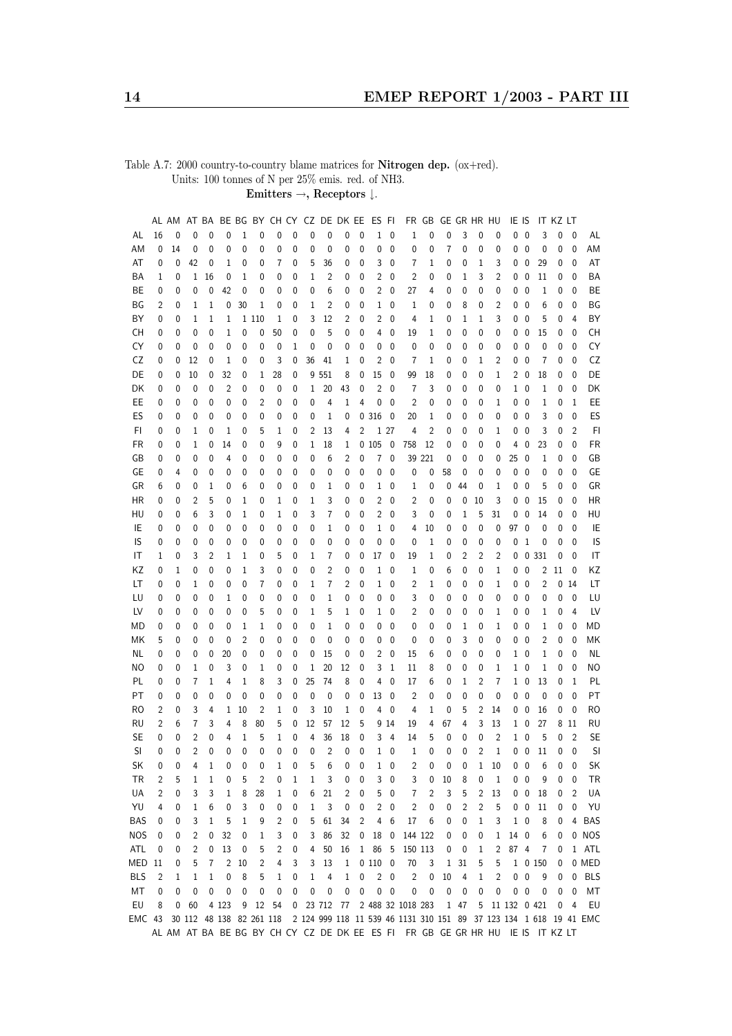Table A.7: 2000 country-to-country blame matrices for **Nitrogen dep.** (ox+red).
Units: 100 tonnes of N per 25% emis. red. of NH3.
**Emitters →, Receptors ↓.**

| | AL | AM | AT | BA | BE | BG | BY | CH | CY | CZ | DE | DK | EE | ES | FI | FR | GB | GE | GR | HR | HU | IE | IS | IT | KZ | LT | |
|---|---|---|---|---|---|---|---|---|---|---|---|---|---|---|---|---|---|---|---|---|---|---|---|---|---|---|---|
| AL | 16 | 0 | 0 | 0 | 0 | 1 | 0 | 0 | 0 | 0 | 0 | 0 | 0 | 1 | 0 | 1 | 0 | 0 | 3 | 0 | 0 | 0 | 0 | 3 | 0 | 0 | AL |
| AM | 0 | 14 | 0 | 0 | 0 | 0 | 0 | 0 | 0 | 0 | 0 | 0 | 0 | 0 | 0 | 0 | 0 | 7 | 0 | 0 | 0 | 0 | 0 | 0 | 0 | 0 | AM |
| AT | 0 | 0 | 42 | 0 | 1 | 0 | 0 | 7 | 0 | 5 | 36 | 0 | 0 | 3 | 0 | 7 | 1 | 0 | 0 | 1 | 3 | 0 | 0 | 29 | 0 | 0 | AT |
| BA | 1 | 0 | 1 | 16 | 0 | 1 | 0 | 0 | 0 | 1 | 2 | 0 | 0 | 2 | 0 | 2 | 0 | 0 | 1 | 3 | 2 | 0 | 0 | 11 | 0 | 0 | BA |
| BE | 0 | 0 | 0 | 0 | 42 | 0 | 0 | 0 | 0 | 0 | 6 | 0 | 0 | 2 | 0 | 27 | 4 | 0 | 0 | 0 | 0 | 0 | 0 | 1 | 0 | 0 | BE |
| BG | 2 | 0 | 1 | 1 | 0 | 30 | 1 | 0 | 0 | 1 | 2 | 0 | 0 | 1 | 0 | 1 | 0 | 0 | 8 | 0 | 2 | 0 | 0 | 6 | 0 | 0 | BG |
| BY | 0 | 0 | 1 | 1 | 1 | 1 | 110 | 1 | 0 | 3 | 12 | 2 | 0 | 2 | 0 | 4 | 1 | 0 | 1 | 1 | 3 | 0 | 0 | 5 | 0 | 4 | BY |
| CH | 0 | 0 | 0 | 0 | 1 | 0 | 0 | 50 | 0 | 0 | 5 | 0 | 0 | 4 | 0 | 19 | 1 | 0 | 0 | 0 | 0 | 0 | 0 | 15 | 0 | 0 | CH |
| CY | 0 | 0 | 0 | 0 | 0 | 0 | 0 | 0 | 1 | 0 | 0 | 0 | 0 | 0 | 0 | 0 | 0 | 0 | 0 | 0 | 0 | 0 | 0 | 0 | 0 | 0 | CY |
| CZ | 0 | 0 | 12 | 0 | 1 | 0 | 0 | 3 | 0 | 36 | 41 | 1 | 0 | 2 | 0 | 7 | 1 | 0 | 0 | 1 | 2 | 0 | 0 | 7 | 0 | 0 | CZ |
| DE | 0 | 0 | 10 | 0 | 32 | 0 | 1 | 28 | 0 | 9 | 551 | 8 | 0 | 15 | 0 | 99 | 18 | 0 | 0 | 0 | 1 | 2 | 0 | 18 | 0 | 0 | DE |
| DK | 0 | 0 | 0 | 0 | 2 | 0 | 0 | 0 | 0 | 1 | 20 | 43 | 0 | 2 | 0 | 7 | 3 | 0 | 0 | 0 | 0 | 1 | 0 | 1 | 0 | 0 | DK |
| EE | 0 | 0 | 0 | 0 | 0 | 0 | 2 | 0 | 0 | 0 | 4 | 1 | 4 | 0 | 0 | 2 | 0 | 0 | 0 | 0 | 1 | 0 | 0 | 1 | 0 | 1 | EE |
| ES | 0 | 0 | 0 | 0 | 0 | 0 | 0 | 0 | 0 | 0 | 1 | 0 | 0 | 316 | 0 | 20 | 1 | 0 | 0 | 0 | 0 | 0 | 0 | 3 | 0 | 0 | ES |
| FI | 0 | 0 | 1 | 0 | 1 | 0 | 5 | 1 | 0 | 2 | 13 | 4 | 2 | 1 | 27 | 4 | 2 | 0 | 0 | 0 | 1 | 0 | 0 | 3 | 0 | 2 | FI |
| FR | 0 | 0 | 1 | 0 | 14 | 0 | 0 | 9 | 0 | 1 | 18 | 1 | 0 | 105 | 0 | 758 | 12 | 0 | 0 | 0 | 0 | 4 | 0 | 23 | 0 | 0 | FR |
| GB | 0 | 0 | 0 | 0 | 4 | 0 | 0 | 0 | 0 | 0 | 6 | 2 | 0 | 7 | 0 | 39 | 221 | 0 | 0 | 0 | 0 | 25 | 0 | 1 | 0 | 0 | GB |
| GE | 0 | 4 | 0 | 0 | 0 | 0 | 0 | 0 | 0 | 0 | 0 | 0 | 0 | 0 | 0 | 0 | 0 | 58 | 0 | 0 | 0 | 0 | 0 | 0 | 0 | 0 | GE |
| GR | 6 | 0 | 0 | 1 | 0 | 6 | 0 | 0 | 0 | 0 | 1 | 0 | 0 | 1 | 0 | 1 | 0 | 0 | 44 | 0 | 1 | 0 | 0 | 5 | 0 | 0 | GR |
| HR | 0 | 0 | 2 | 5 | 0 | 1 | 0 | 1 | 0 | 1 | 3 | 0 | 0 | 2 | 0 | 2 | 0 | 0 | 0 | 10 | 3 | 0 | 0 | 15 | 0 | 0 | HR |
| HU | 0 | 0 | 6 | 3 | 0 | 1 | 0 | 1 | 0 | 3 | 7 | 0 | 0 | 2 | 0 | 3 | 0 | 0 | 1 | 5 | 31 | 0 | 0 | 14 | 0 | 0 | HU |
| IE | 0 | 0 | 0 | 0 | 0 | 0 | 0 | 0 | 0 | 0 | 1 | 0 | 0 | 1 | 0 | 4 | 10 | 0 | 0 | 0 | 0 | 97 | 0 | 0 | 0 | 0 | IE |
| IS | 0 | 0 | 0 | 0 | 0 | 0 | 0 | 0 | 0 | 0 | 0 | 0 | 0 | 0 | 0 | 0 | 1 | 0 | 0 | 0 | 0 | 0 | 1 | 0 | 0 | 0 | IS |
| IT | 1 | 0 | 3 | 2 | 1 | 1 | 0 | 5 | 0 | 1 | 7 | 0 | 0 | 17 | 0 | 19 | 1 | 0 | 2 | 2 | 2 | 0 | 0 | 331 | 0 | 0 | IT |
| KZ | 0 | 1 | 0 | 0 | 0 | 1 | 3 | 0 | 0 | 0 | 2 | 0 | 0 | 1 | 0 | 1 | 0 | 6 | 0 | 0 | 1 | 0 | 0 | 2 | 11 | 0 | KZ |
| LT | 0 | 0 | 1 | 0 | 0 | 0 | 7 | 0 | 0 | 1 | 7 | 2 | 0 | 1 | 0 | 2 | 1 | 0 | 0 | 0 | 1 | 0 | 0 | 2 | 0 | 14 | LT |
| LU | 0 | 0 | 0 | 0 | 1 | 0 | 0 | 0 | 0 | 0 | 1 | 0 | 0 | 0 | 0 | 3 | 0 | 0 | 0 | 0 | 0 | 0 | 0 | 0 | 0 | 0 | LU |
| LV | 0 | 0 | 0 | 0 | 0 | 0 | 5 | 0 | 0 | 1 | 5 | 1 | 0 | 1 | 0 | 2 | 0 | 0 | 0 | 0 | 1 | 0 | 0 | 1 | 0 | 4 | LV |
| MD | 0 | 0 | 0 | 0 | 0 | 1 | 1 | 0 | 0 | 0 | 1 | 0 | 0 | 0 | 0 | 0 | 0 | 0 | 1 | 0 | 1 | 0 | 0 | 1 | 0 | 0 | MD |
| MK | 5 | 0 | 0 | 0 | 0 | 2 | 0 | 0 | 0 | 0 | 0 | 0 | 0 | 0 | 0 | 0 | 0 | 0 | 3 | 0 | 0 | 0 | 0 | 2 | 0 | 0 | MK |
| NL | 0 | 0 | 0 | 0 | 20 | 0 | 0 | 0 | 0 | 0 | 15 | 0 | 0 | 2 | 0 | 15 | 6 | 0 | 0 | 0 | 0 | 1 | 0 | 1 | 0 | 0 | NL |
| NO | 0 | 0 | 1 | 0 | 3 | 0 | 1 | 0 | 0 | 1 | 20 | 12 | 0 | 3 | 1 | 11 | 8 | 0 | 0 | 0 | 1 | 1 | 0 | 1 | 0 | 0 | NO |
| PL | 0 | 0 | 7 | 1 | 4 | 1 | 8 | 3 | 0 | 25 | 74 | 8 | 0 | 4 | 0 | 17 | 6 | 0 | 1 | 2 | 7 | 1 | 0 | 13 | 0 | 1 | PL |
| PT | 0 | 0 | 0 | 0 | 0 | 0 | 0 | 0 | 0 | 0 | 0 | 0 | 0 | 13 | 0 | 2 | 0 | 0 | 0 | 0 | 0 | 0 | 0 | 0 | 0 | 0 | PT |
| RO | 2 | 0 | 3 | 4 | 1 | 10 | 2 | 1 | 0 | 3 | 10 | 1 | 0 | 4 | 0 | 4 | 1 | 0 | 5 | 2 | 14 | 0 | 0 | 16 | 0 | 0 | RO |
| RU | 2 | 6 | 7 | 3 | 4 | 8 | 80 | 5 | 0 | 12 | 57 | 12 | 5 | 9 | 14 | 19 | 4 | 67 | 4 | 3 | 13 | 1 | 0 | 27 | 8 | 11 | RU |
| SE | 0 | 0 | 2 | 0 | 4 | 1 | 5 | 1 | 0 | 4 | 36 | 18 | 0 | 3 | 4 | 14 | 5 | 0 | 0 | 0 | 2 | 1 | 0 | 5 | 0 | 2 | SE |
| SI | 0 | 0 | 2 | 0 | 0 | 0 | 0 | 0 | 0 | 0 | 2 | 0 | 0 | 1 | 0 | 1 | 0 | 0 | 0 | 2 | 1 | 0 | 0 | 11 | 0 | 0 | SI |
| SK | 0 | 0 | 4 | 1 | 0 | 0 | 0 | 1 | 0 | 5 | 6 | 0 | 0 | 1 | 0 | 2 | 0 | 0 | 0 | 1 | 10 | 0 | 0 | 6 | 0 | 0 | SK |
| TR | 2 | 5 | 1 | 1 | 0 | 5 | 2 | 0 | 1 | 1 | 3 | 0 | 0 | 3 | 0 | 3 | 0 | 10 | 8 | 0 | 1 | 0 | 0 | 9 | 0 | 0 | TR |
| UA | 2 | 0 | 3 | 3 | 1 | 8 | 28 | 1 | 0 | 6 | 21 | 2 | 0 | 5 | 0 | 7 | 2 | 3 | 5 | 2 | 13 | 0 | 0 | 18 | 0 | 2 | UA |
| YU | 4 | 0 | 1 | 6 | 0 | 3 | 0 | 0 | 0 | 1 | 3 | 0 | 0 | 2 | 0 | 2 | 0 | 0 | 2 | 2 | 5 | 0 | 0 | 11 | 0 | 0 | YU |
| BAS | 0 | 0 | 3 | 1 | 5 | 1 | 9 | 2 | 0 | 5 | 61 | 34 | 2 | 4 | 6 | 17 | 6 | 0 | 0 | 1 | 3 | 1 | 0 | 8 | 0 | 4 | BAS |
| NOS | 0 | 0 | 2 | 0 | 32 | 0 | 1 | 3 | 0 | 3 | 86 | 32 | 0 | 18 | 0 | 144 | 122 | 0 | 0 | 0 | 1 | 14 | 0 | 6 | 0 | 0 | NOS |
| ATL | 0 | 0 | 2 | 0 | 13 | 0 | 5 | 2 | 0 | 4 | 50 | 16 | 1 | 86 | 5 | 150 | 113 | 0 | 0 | 1 | 2 | 87 | 4 | 7 | 0 | 1 | ATL |
| MED | 11 | 0 | 5 | 7 | 2 | 10 | 2 | 4 | 3 | 3 | 13 | 1 | 0 | 110 | 0 | 70 | 3 | 1 | 31 | 5 | 5 | 1 | 0 | 150 | 0 | 0 | MED |
| BLS | 2 | 1 | 1 | 1 | 0 | 8 | 5 | 1 | 0 | 1 | 4 | 1 | 0 | 2 | 0 | 2 | 0 | 10 | 4 | 1 | 2 | 0 | 0 | 9 | 0 | 0 | BLS |
| MT | 0 | 0 | 0 | 0 | 0 | 0 | 0 | 0 | 0 | 0 | 0 | 0 | 0 | 0 | 0 | 0 | 0 | 0 | 0 | 0 | 0 | 0 | 0 | 0 | 0 | 0 | MT |
| EU | 8 | 0 | 60 | 4 | 123 | 9 | 12 | 54 | 0 | 23 | 712 | 77 | 2 | 488 | 32 | 1018 | 283 | 1 | 47 | 5 | 11 | 132 | 0 | 421 | 0 | 4 | EU |
| EMC | 43 | 30 | 112 | 48 | 138 | 82 | 261 | 118 | 2 | 124 | 999 | 118 | 11 | 539 | 46 | 1131 | 310 | 151 | 89 | 37 | 123 | 134 | 1 | 618 | 19 | 41 | EMC |
| | AL | AM | AT | BA | BE | BG | BY | CH | CY | CZ | DE | DK | EE | ES | FI | FR | GB | GE | GR | HR | HU | IE | IS | IT | KZ | LT | |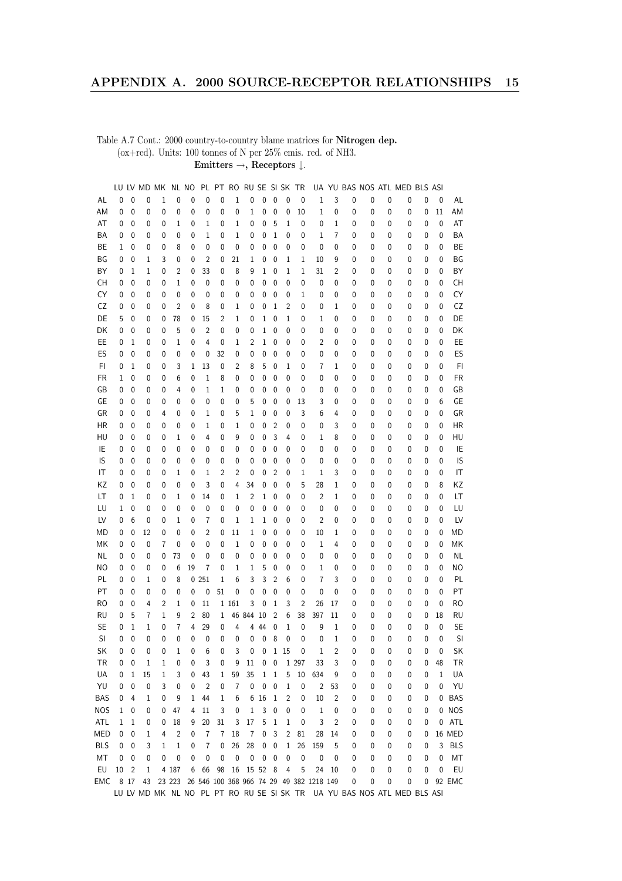Table A.7 Cont.: 2000 country-to-country blame matrices for **Nitrogen dep.** (ox+red). Units: 100 tonnes of N per 25% emis. red. of NH3.
**Emitters →, Receptors ↓.**

| | LU | LV | MD | MK | NL | NO | PL | PT | RO | RU | SE | SI | SK | TR | UA | YU | BAS | NOS | ATL | MED | BLS | ASI | |
|---|---|---|---|---|---|---|---|---|---|---|---|---|---|---|---|---|---|---|---|---|---|---|---|
| AL | 0 | 0 | 0 | 1 | 0 | 0 | 0 | 0 | 1 | 0 | 0 | 0 | 0 | 0 | 1 | 3 | 0 | 0 | 0 | 0 | 0 | 0 | AL |
| AM | 0 | 0 | 0 | 0 | 0 | 0 | 0 | 0 | 0 | 1 | 0 | 0 | 0 | 10 | 1 | 0 | 0 | 0 | 0 | 0 | 0 | 11 | AM |
| AT | 0 | 0 | 0 | 0 | 1 | 0 | 1 | 0 | 1 | 0 | 0 | 5 | 1 | 0 | 0 | 1 | 0 | 0 | 0 | 0 | 0 | 0 | AT |
| BA | 0 | 0 | 0 | 0 | 0 | 0 | 1 | 0 | 1 | 0 | 0 | 1 | 0 | 0 | 1 | 7 | 0 | 0 | 0 | 0 | 0 | 0 | BA |
| BE | 1 | 0 | 0 | 0 | 8 | 0 | 0 | 0 | 0 | 0 | 0 | 0 | 0 | 0 | 0 | 0 | 0 | 0 | 0 | 0 | 0 | 0 | BE |
| BG | 0 | 0 | 1 | 3 | 0 | 0 | 2 | 0 | 21 | 1 | 0 | 0 | 1 | 1 | 10 | 9 | 0 | 0 | 0 | 0 | 0 | 0 | BG |
| BY | 0 | 1 | 1 | 0 | 2 | 0 | 33 | 0 | 8 | 9 | 1 | 0 | 1 | 1 | 31 | 2 | 0 | 0 | 0 | 0 | 0 | 0 | BY |
| CH | 0 | 0 | 0 | 0 | 1 | 0 | 0 | 0 | 0 | 0 | 0 | 0 | 0 | 0 | 0 | 0 | 0 | 0 | 0 | 0 | 0 | 0 | CH |
| CY | 0 | 0 | 0 | 0 | 0 | 0 | 0 | 0 | 0 | 0 | 0 | 0 | 0 | 1 | 0 | 0 | 0 | 0 | 0 | 0 | 0 | 0 | CY |
| CZ | 0 | 0 | 0 | 0 | 2 | 0 | 8 | 0 | 1 | 0 | 0 | 1 | 2 | 0 | 0 | 1 | 0 | 0 | 0 | 0 | 0 | 0 | CZ |
| DE | 5 | 0 | 0 | 0 | 78 | 0 | 15 | 2 | 1 | 0 | 1 | 0 | 1 | 0 | 1 | 0 | 0 | 0 | 0 | 0 | 0 | 0 | DE |
| DK | 0 | 0 | 0 | 0 | 5 | 0 | 2 | 0 | 0 | 0 | 1 | 0 | 0 | 0 | 0 | 0 | 0 | 0 | 0 | 0 | 0 | 0 | DK |
| EE | 0 | 1 | 0 | 0 | 1 | 0 | 4 | 0 | 1 | 2 | 1 | 0 | 0 | 0 | 2 | 0 | 0 | 0 | 0 | 0 | 0 | 0 | EE |
| ES | 0 | 0 | 0 | 0 | 0 | 0 | 0 | 32 | 0 | 0 | 0 | 0 | 0 | 0 | 0 | 0 | 0 | 0 | 0 | 0 | 0 | 0 | ES |
| FI | 0 | 1 | 0 | 0 | 3 | 1 | 13 | 0 | 2 | 8 | 5 | 0 | 1 | 0 | 7 | 1 | 0 | 0 | 0 | 0 | 0 | 0 | FI |
| FR | 1 | 0 | 0 | 0 | 6 | 0 | 1 | 8 | 0 | 0 | 0 | 0 | 0 | 0 | 0 | 0 | 0 | 0 | 0 | 0 | 0 | 0 | FR |
| GB | 0 | 0 | 0 | 0 | 4 | 0 | 1 | 1 | 0 | 0 | 0 | 0 | 0 | 0 | 0 | 0 | 0 | 0 | 0 | 0 | 0 | 0 | GB |
| GE | 0 | 0 | 0 | 0 | 0 | 0 | 0 | 0 | 0 | 5 | 0 | 0 | 0 | 13 | 3 | 0 | 0 | 0 | 0 | 0 | 0 | 6 | GE |
| GR | 0 | 0 | 0 | 4 | 0 | 0 | 1 | 0 | 5 | 1 | 0 | 0 | 0 | 3 | 6 | 4 | 0 | 0 | 0 | 0 | 0 | 0 | GR |
| HR | 0 | 0 | 0 | 0 | 0 | 0 | 1 | 0 | 1 | 0 | 0 | 2 | 0 | 0 | 0 | 3 | 0 | 0 | 0 | 0 | 0 | 0 | HR |
| HU | 0 | 0 | 0 | 0 | 1 | 0 | 4 | 0 | 9 | 0 | 0 | 3 | 4 | 0 | 1 | 8 | 0 | 0 | 0 | 0 | 0 | 0 | HU |
| IE | 0 | 0 | 0 | 0 | 0 | 0 | 0 | 0 | 0 | 0 | 0 | 0 | 0 | 0 | 0 | 0 | 0 | 0 | 0 | 0 | 0 | 0 | IE |
| IS | 0 | 0 | 0 | 0 | 0 | 0 | 0 | 0 | 0 | 0 | 0 | 0 | 0 | 0 | 0 | 0 | 0 | 0 | 0 | 0 | 0 | 0 | IS |
| IT | 0 | 0 | 0 | 0 | 1 | 0 | 1 | 2 | 2 | 0 | 0 | 2 | 0 | 1 | 1 | 3 | 0 | 0 | 0 | 0 | 0 | 0 | IT |
| KZ | 0 | 0 | 0 | 0 | 0 | 0 | 3 | 0 | 4 | 34 | 0 | 0 | 0 | 5 | 28 | 1 | 0 | 0 | 0 | 0 | 0 | 8 | KZ |
| LT | 0 | 1 | 0 | 0 | 1 | 0 | 14 | 0 | 1 | 2 | 1 | 0 | 0 | 0 | 2 | 1 | 0 | 0 | 0 | 0 | 0 | 0 | LT |
| LU | 1 | 0 | 0 | 0 | 0 | 0 | 0 | 0 | 0 | 0 | 0 | 0 | 0 | 0 | 0 | 0 | 0 | 0 | 0 | 0 | 0 | 0 | LU |
| LV | 0 | 6 | 0 | 0 | 1 | 0 | 7 | 0 | 1 | 1 | 1 | 0 | 0 | 0 | 2 | 0 | 0 | 0 | 0 | 0 | 0 | 0 | LV |
| MD | 0 | 0 | 12 | 0 | 0 | 0 | 2 | 0 | 11 | 1 | 0 | 0 | 0 | 0 | 10 | 1 | 0 | 0 | 0 | 0 | 0 | 0 | MD |
| MK | 0 | 0 | 0 | 7 | 0 | 0 | 0 | 0 | 1 | 0 | 0 | 0 | 0 | 0 | 1 | 4 | 0 | 0 | 0 | 0 | 0 | 0 | MK |
| NL | 0 | 0 | 0 | 0 | 73 | 0 | 0 | 0 | 0 | 0 | 0 | 0 | 0 | 0 | 0 | 0 | 0 | 0 | 0 | 0 | 0 | 0 | NL |
| NO | 0 | 0 | 0 | 0 | 6 | 19 | 7 | 0 | 1 | 1 | 5 | 0 | 0 | 0 | 1 | 0 | 0 | 0 | 0 | 0 | 0 | 0 | NO |
| PL | 0 | 0 | 1 | 0 | 8 | 0 | 251 | 1 | 6 | 3 | 3 | 2 | 6 | 0 | 7 | 3 | 0 | 0 | 0 | 0 | 0 | 0 | PL |
| PT | 0 | 0 | 0 | 0 | 0 | 0 | 0 | 51 | 0 | 0 | 0 | 0 | 0 | 0 | 0 | 0 | 0 | 0 | 0 | 0 | 0 | 0 | PT |
| RO | 0 | 0 | 4 | 2 | 1 | 0 | 11 | 1 | 161 | 3 | 0 | 1 | 3 | 2 | 26 | 17 | 0 | 0 | 0 | 0 | 0 | 0 | RO |
| RU | 0 | 5 | 7 | 1 | 9 | 2 | 80 | 1 | 46 | 844 | 10 | 2 | 6 | 38 | 397 | 11 | 0 | 0 | 0 | 0 | 0 | 18 | RU |
| SE | 0 | 1 | 1 | 0 | 7 | 4 | 29 | 0 | 4 | 4 | 44 | 0 | 1 | 0 | 9 | 1 | 0 | 0 | 0 | 0 | 0 | 0 | SE |
| SI | 0 | 0 | 0 | 0 | 0 | 0 | 0 | 0 | 0 | 0 | 0 | 8 | 0 | 0 | 0 | 1 | 0 | 0 | 0 | 0 | 0 | 0 | SI |
| SK | 0 | 0 | 0 | 0 | 1 | 0 | 6 | 0 | 3 | 0 | 0 | 1 | 15 | 0 | 1 | 2 | 0 | 0 | 0 | 0 | 0 | 0 | SK |
| TR | 0 | 0 | 1 | 1 | 0 | 0 | 3 | 0 | 9 | 11 | 0 | 0 | 1 | 297 | 33 | 3 | 0 | 0 | 0 | 0 | 0 | 48 | TR |
| UA | 0 | 1 | 15 | 1 | 3 | 0 | 43 | 1 | 59 | 35 | 1 | 1 | 5 | 10 | 634 | 9 | 0 | 0 | 0 | 0 | 0 | 1 | UA |
| YU | 0 | 0 | 0 | 3 | 0 | 0 | 2 | 0 | 7 | 0 | 0 | 0 | 1 | 0 | 2 | 53 | 0 | 0 | 0 | 0 | 0 | 0 | YU |
| BAS | 0 | 4 | 1 | 0 | 9 | 1 | 44 | 1 | 6 | 6 | 16 | 1 | 2 | 0 | 10 | 2 | 0 | 0 | 0 | 0 | 0 | 0 | BAS |
| NOS | 1 | 0 | 0 | 0 | 47 | 4 | 11 | 3 | 0 | 1 | 3 | 0 | 0 | 0 | 1 | 0 | 0 | 0 | 0 | 0 | 0 | 0 | NOS |
| ATL | 1 | 1 | 0 | 0 | 18 | 9 | 20 | 31 | 3 | 17 | 5 | 1 | 1 | 0 | 3 | 2 | 0 | 0 | 0 | 0 | 0 | 0 | ATL |
| MED | 0 | 0 | 1 | 4 | 2 | 0 | 7 | 7 | 18 | 7 | 0 | 3 | 2 | 81 | 28 | 14 | 0 | 0 | 0 | 0 | 0 | 16 | MED |
| BLS | 0 | 0 | 3 | 1 | 1 | 0 | 7 | 0 | 26 | 28 | 0 | 0 | 1 | 26 | 159 | 5 | 0 | 0 | 0 | 0 | 0 | 3 | BLS |
| MT | 0 | 0 | 0 | 0 | 0 | 0 | 0 | 0 | 0 | 0 | 0 | 0 | 0 | 0 | 0 | 0 | 0 | 0 | 0 | 0 | 0 | 0 | MT |
| EU | 10 | 2 | 1 | 4 | 187 | 6 | 66 | 98 | 16 | 15 | 52 | 8 | 4 | 5 | 24 | 10 | 0 | 0 | 0 | 0 | 0 | 0 | EU |
| EMC | 8 | 17 | 43 | 23 | 223 | 26 | 546 | 100 | 368 | 966 | 74 | 29 | 49 | 382 | 1218 | 149 | 0 | 0 | 0 | 0 | 0 | 92 | EMC |
| | LU | LV | MD | MK | NL | NO | PL | PT | RO | RU | SE | SI | SK | TR | UA | YU | BAS | NOS | ATL | MED | BLS | ASI | |